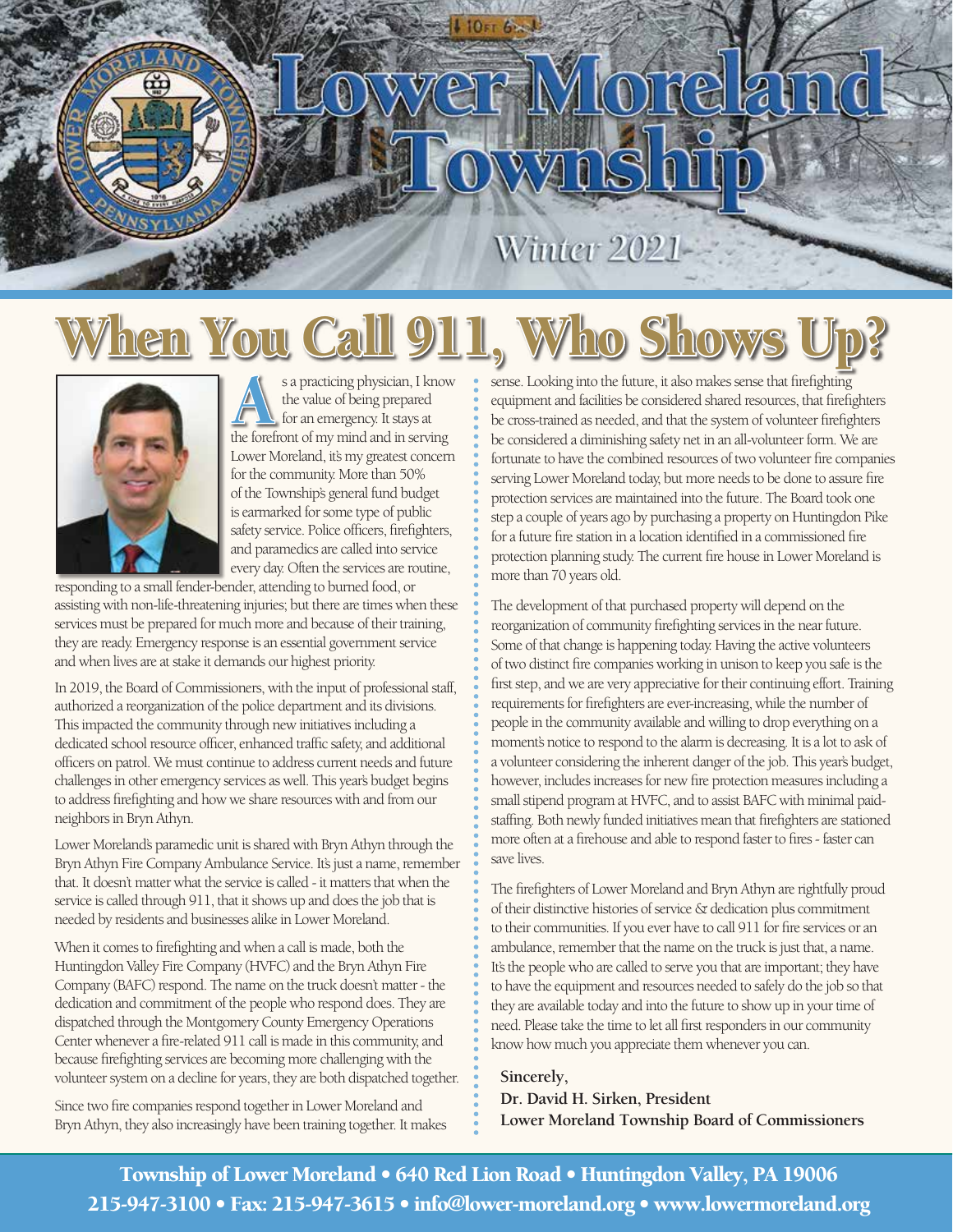# Lower Moreland Township

Winter 2021

# When You Call 911, Who Shows Up?

As a practicing physician, I know the value of being prepared for an emergency. It stays at the forefront of my mind and in serving Lower Moreland, it's my greatest concern for the community. More than 50% of the Township's general fund budget is earmarked for some type of public safety service. Police officers, firefighters, and paramedics are called into service every day. Often the services are routine, responding to a small fender-bender, attending to burned food, or assisting with non-life-threatening injuries; but there are times when these services must be prepared for much more and because of their training, they are ready. Emergency response is an essential government service and when lives are at stake it demands our highest priority.

In 2019, the Board of Commissioners, with the input of professional staff, authorized a reorganization of the police department and its divisions. This impacted the community through new initiatives including a dedicated school resource officer, enhanced traffic safety, and additional officers on patrol. We must continue to address current needs and future challenges in other emergency services as well. This year's budget begins to address firefighting and how we share resources with and from our neighbors in Bryn Athyn.

Lower Moreland's paramedic unit is shared with Bryn Athyn through the Bryn Athyn Fire Company Ambulance Service. It's just a name, remember that. It doesn't matter what the service is called - it matters that when the service is called through 911, that it shows up and does the job that is needed by residents and businesses alike in Lower Moreland.

When it comes to firefighting and when a call is made, both the Huntingdon Valley Fire Company (HVFC) and the Bryn Athyn Fire Company (BAFC) respond. The name on the truck doesn't matter - the dedication and commitment of the people who respond does. They are dispatched through the Montgomery County Emergency Operations Center whenever a fire-related 911 call is made in this community, and because firefighting services are becoming more challenging with the volunteer system on a decline for years, they are both dispatched together.

Since two fire companies respond together in Lower Moreland and Bryn Athyn, they also increasingly have been training together. It makes sense. Looking into the future, it also makes sense that firefighting equipment and facilities be considered shared resources, that firefighters be cross-trained as needed, and that the system of volunteer firefighters be considered a diminishing safety net in an all-volunteer form. We are fortunate to have the combined resources of two volunteer fire companies serving Lower Moreland today, but more needs to be done to assure fire protection services are maintained into the future. The Board took one step a couple of years ago by purchasing a property on Huntingdon Pike for a future fire station in a location identified in a commissioned fire protection planning study. The current fire house in Lower Moreland is more than 70 years old.

The development of that purchased property will depend on the reorganization of community firefighting services in the near future. Some of that change is happening today. Having the active volunteers of two distinct fire companies working in unison to keep you safe is the first step, and we are very appreciative for their continuing effort. Training requirements for firefighters are ever-increasing, while the number of people in the community available and willing to drop everything on a moment's notice to respond to the alarm is decreasing. It is a lot to ask of a volunteer considering the inherent danger of the job. This year's budget, however, includes increases for new fire protection measures including a small stipend program at HVFC, and to assist BAFC with minimal paid-staffing. Both newly funded initiatives mean that firefighters are stationed more often at a firehouse and able to respond faster to fires - faster can save lives.

The firefighters of Lower Moreland and Bryn Athyn are rightfully proud of their distinctive histories of service & dedication plus commitment to their communities. If you ever have to call 911 for fire services or an ambulance, remember that the name on the truck is just that, a name. It's the people who are called to serve you that are important; they have to have the equipment and resources needed to safely do the job so that they are available today and into the future to show up in your time of need. Please take the time to let all first responders in our community know how much you appreciate them whenever you can.

**Sincerely,**
**Dr. David H. Sirken, President**
**Lower Moreland Township Board of Commissioners**

**Township of Lower Moreland • 640 Red Lion Road • Huntingdon Valley, PA 19006**
**215-947-3100 • Fax: 215-947-3615 • info@lower-moreland.org • www.lowermoreland.org**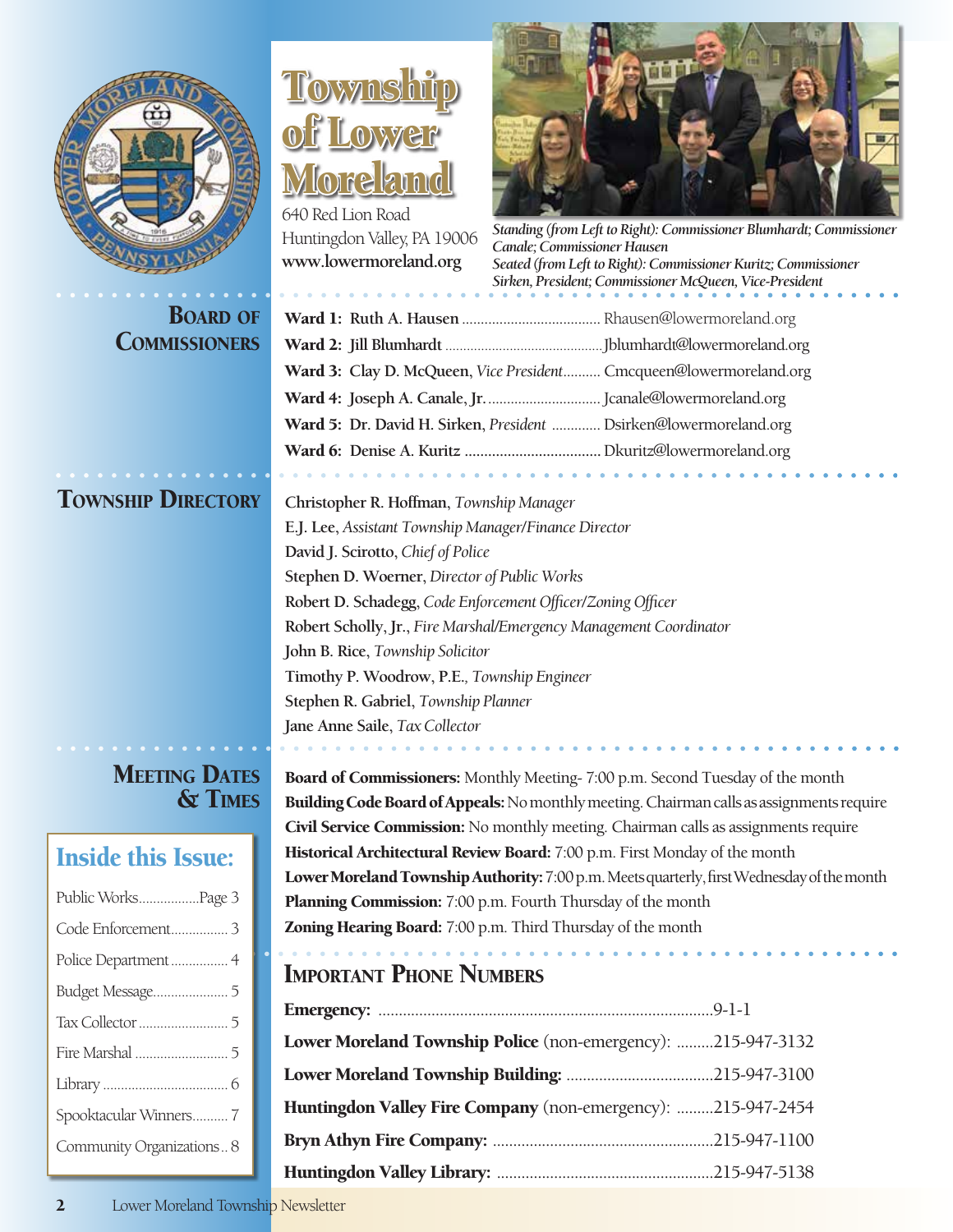# Township of Lower Moreland

640 Red Lion Road
Huntingdon Valley, PA 19006
**www.lowermoreland.org**

*Standing (from Left to Right): Commissioner Blumhardt; Commissioner Canale; Commissioner Hausen*
*Seated (from Left to Right): Commissioner Kuritz; Commissioner Sirken, President; Commissioner McQueen, Vice-President*

## Board of Commissioners

- **Ward 1: Ruth A. Hausen** .................................... Rhausen@lowermoreland.org
- **Ward 2: Jill Blumhardt** ........................................... Jblumhardt@lowermoreland.org
- **Ward 3: Clay D. McQueen**, *Vice President*.......... Cmcqueen@lowermoreland.org
- **Ward 4: Joseph A. Canale, Jr.** ............................. Jcanale@lowermoreland.org
- **Ward 5: Dr. David H. Sirken**, *President* ............ Dsirken@lowermoreland.org
- **Ward 6: Denise A. Kuritz** .................................. Dkuritz@lowermoreland.org

## Township Directory

**Christopher R. Hoffman**, *Township Manager*
**E.J. Lee**, *Assistant Township Manager/Finance Director*
**David J. Scirotto**, *Chief of Police*
**Stephen D. Woerner**, *Director of Public Works*
**Robert D. Schadegg**, *Code Enforcement Officer/Zoning Officer*
**Robert Scholly, Jr.**, *Fire Marshal/Emergency Management Coordinator*
**John B. Rice**, *Township Solicitor*
**Timothy P. Woodrow, P.E.**, *Township Engineer*
**Stephen R. Gabriel**, *Township Planner*
**Jane Anne Saile**, *Tax Collector*

## Meeting Dates & Times

**Board of Commissioners:** Monthly Meeting- 7:00 p.m. Second Tuesday of the month
**Building Code Board of Appeals:** No monthly meeting. Chairman calls as assignments require
**Civil Service Commission:** No monthly meeting. Chairman calls as assignments require
**Historical Architectural Review Board:** 7:00 p.m. First Monday of the month
**Lower Moreland Township Authority:** 7:00 p.m. Meets quarterly, first Wednesday of the month
**Planning Commission:** 7:00 p.m. Fourth Thursday of the month
**Zoning Hearing Board:** 7:00 p.m. Third Thursday of the month

## Inside this Issue:

- Public Works.................Page 3
- Code Enforcement................ 3
- Police Department ................ 4
- Budget Message..................... 5
- Tax Collector......................... 5
- Fire Marshal .......................... 5
- Library .................................. 6
- Spooktacular Winners.......... 7
- Community Organizations .. 8

## Important Phone Numbers

**Emergency:** .................................................................................9-1-1
**Lower Moreland Township Police** (non-emergency): .........215-947-3132
**Lower Moreland Township Building:** ....................................215-947-3100
**Huntingdon Valley Fire Company** (non-emergency): .........215-947-2454
**Bryn Athyn Fire Company:** ......................................................215-947-1100
**Huntingdon Valley Library:** .....................................................215-947-5138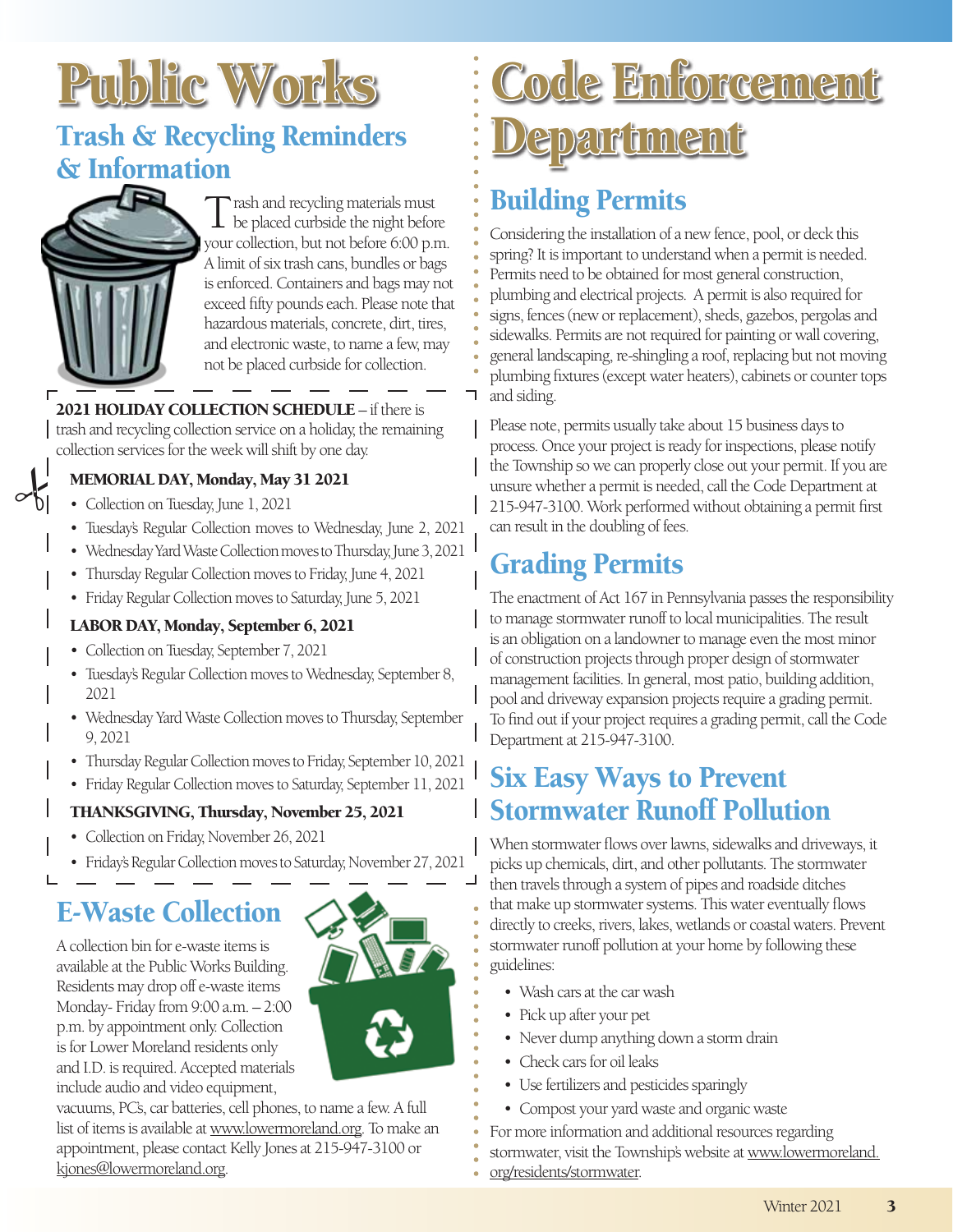# Public Works

## Trash & Recycling Reminders & Information

Trash and recycling materials must be placed curbside the night before your collection, but not before 6:00 p.m. A limit of six trash cans, bundles or bags is enforced. Containers and bags may not exceed fifty pounds each. Please note that hazardous materials, concrete, dirt, tires, and electronic waste, to name a few, may not be placed curbside for collection.

**2021 HOLIDAY COLLECTION SCHEDULE** – if there is trash and recycling collection service on a holiday, the remaining collection services for the week will shift by one day.

**MEMORIAL DAY, Monday, May 31 2021**

- Collection on Tuesday, June 1, 2021
- Tuesday's Regular Collection moves to Wednesday, June 2, 2021
- Wednesday Yard Waste Collection moves to Thursday, June 3, 2021
- Thursday Regular Collection moves to Friday, June 4, 2021
- Friday Regular Collection moves to Saturday, June 5, 2021

**LABOR DAY, Monday, September 6, 2021**

- Collection on Tuesday, September 7, 2021
- Tuesday's Regular Collection moves to Wednesday, September 8, 2021
- Wednesday Yard Waste Collection moves to Thursday, September 9, 2021
- Thursday Regular Collection moves to Friday, September 10, 2021
- Friday Regular Collection moves to Saturday, September 11, 2021

**THANKSGIVING, Thursday, November 25, 2021**

- Collection on Friday, November 26, 2021
- Friday's Regular Collection moves to Saturday, November 27, 2021

## E-Waste Collection

A collection bin for e-waste items is available at the Public Works Building. Residents may drop off e-waste items Monday- Friday from 9:00 a.m. – 2:00 p.m. by appointment only. Collection is for Lower Moreland residents only and I.D. is required. Accepted materials include audio and video equipment, vacuums, PC's, car batteries, cell phones, to name a few. A full list of items is available at www.lowermoreland.org. To make an appointment, please contact Kelly Jones at 215-947-3100 or kjones@lowermoreland.org.

# Code Enforcement Department

## Building Permits

Considering the installation of a new fence, pool, or deck this spring? It is important to understand when a permit is needed. Permits need to be obtained for most general construction, plumbing and electrical projects. A permit is also required for signs, fences (new or replacement), sheds, gazebos, pergolas and sidewalks. Permits are not required for painting or wall covering, general landscaping, re-shingling a roof, replacing but not moving plumbing fixtures (except water heaters), cabinets or counter tops and siding.

Please note, permits usually take about 15 business days to process. Once your project is ready for inspections, please notify the Township so we can properly close out your permit. If you are unsure whether a permit is needed, call the Code Department at 215-947-3100. Work performed without obtaining a permit first can result in the doubling of fees.

## Grading Permits

The enactment of Act 167 in Pennsylvania passes the responsibility to manage stormwater runoff to local municipalities. The result is an obligation on a landowner to manage even the most minor of construction projects through proper design of stormwater management facilities. In general, most patio, building addition, pool and driveway expansion projects require a grading permit. To find out if your project requires a grading permit, call the Code Department at 215-947-3100.

## Six Easy Ways to Prevent Stormwater Runoff Pollution

When stormwater flows over lawns, sidewalks and driveways, it picks up chemicals, dirt, and other pollutants. The stormwater then travels through a system of pipes and roadside ditches that make up stormwater systems. This water eventually flows directly to creeks, rivers, lakes, wetlands or coastal waters. Prevent stormwater runoff pollution at your home by following these guidelines:

- Wash cars at the car wash
- Pick up after your pet
- Never dump anything down a storm drain
- Check cars for oil leaks
- Use fertilizers and pesticides sparingly
- Compost your yard waste and organic waste

For more information and additional resources regarding stormwater, visit the Township's website at www.lowermoreland.org/residents/stormwater.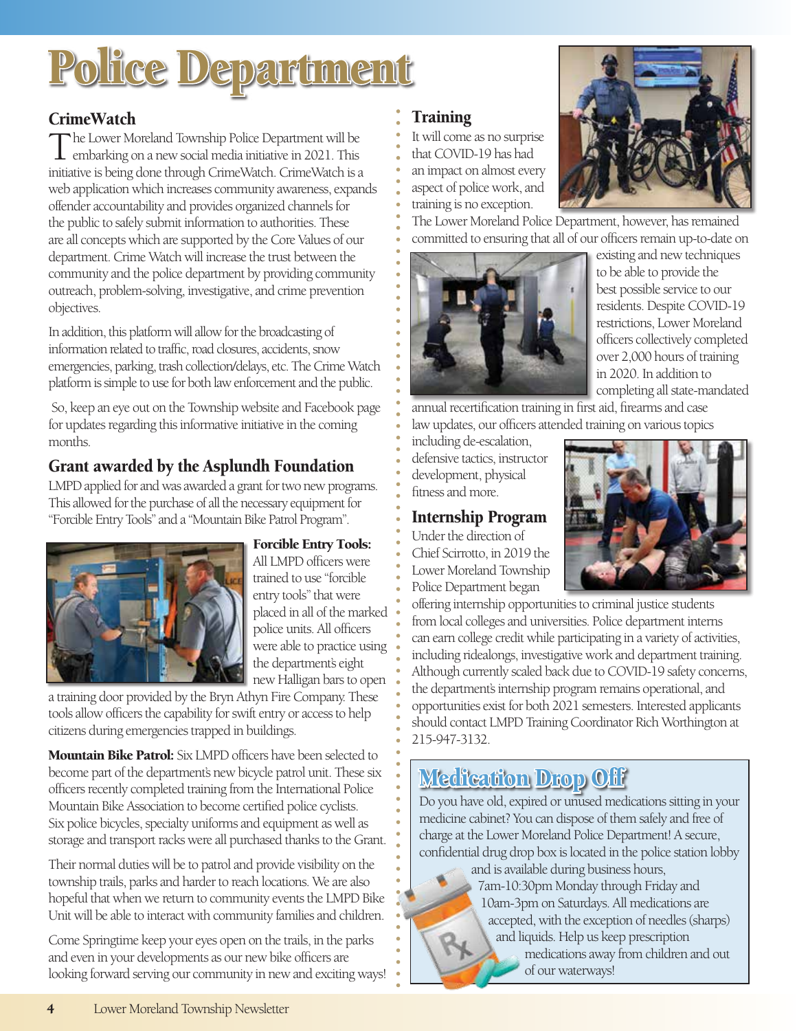# Police Department

## CrimeWatch

The Lower Moreland Township Police Department will be embarking on a new social media initiative in 2021. This initiative is being done through CrimeWatch. CrimeWatch is a web application which increases community awareness, expands offender accountability and provides organized channels for the public to safely submit information to authorities. These are all concepts which are supported by the Core Values of our department. Crime Watch will increase the trust between the community and the police department by providing community outreach, problem-solving, investigative, and crime prevention objectives.

In addition, this platform will allow for the broadcasting of information related to traffic, road closures, accidents, snow emergencies, parking, trash collection/delays, etc. The Crime Watch platform is simple to use for both law enforcement and the public.

So, keep an eye out on the Township website and Facebook page for updates regarding this informative initiative in the coming months.

## Grant awarded by the Asplundh Foundation

LMPD applied for and was awarded a grant for two new programs. This allowed for the purchase of all the necessary equipment for "Forcible Entry Tools" and a "Mountain Bike Patrol Program".

**Forcible Entry Tools:** All LMPD officers were trained to use "forcible entry tools" that were placed in all of the marked police units. All officers were able to practice using the department's eight new Halligan bars to open a training door provided by the Bryn Athyn Fire Company. These tools allow officers the capability for swift entry or access to help citizens during emergencies trapped in buildings.

**Mountain Bike Patrol:** Six LMPD officers have been selected to become part of the department's new bicycle patrol unit. These six officers recently completed training from the International Police Mountain Bike Association to become certified police cyclists. Six police bicycles, specialty uniforms and equipment as well as storage and transport racks were all purchased thanks to the Grant.

Their normal duties will be to patrol and provide visibility on the township trails, parks and harder to reach locations. We are also hopeful that when we return to community events the LMPD Bike Unit will be able to interact with community families and children.

Come Springtime keep your eyes open on the trails, in the parks and even in your developments as our new bike officers are looking forward serving our community in new and exciting ways!

## Training

It will come as no surprise that COVID-19 has had an impact on almost every aspect of police work, and training is no exception. The Lower Moreland Police Department, however, has remained committed to ensuring that all of our officers remain up-to-date on existing and new techniques to be able to provide the best possible service to our residents. Despite COVID-19 restrictions, Lower Moreland officers collectively completed over 2,000 hours of training in 2020. In addition to completing all state-mandated annual recertification training in first aid, firearms and case law updates, our officers attended training on various topics including de-escalation, defensive tactics, instructor development, physical fitness and more.

## Internship Program

Under the direction of Chief Scirrotto, in 2019 the Lower Moreland Township Police Department began offering internship opportunities to criminal justice students from local colleges and universities. Police department interns can earn college credit while participating in a variety of activities, including ridealongs, investigative work and department training. Although currently scaled back due to COVID-19 safety concerns, the department's internship program remains operational, and opportunities exist for both 2021 semesters. Interested applicants should contact LMPD Training Coordinator Rich Worthington at 215-947-3132.

## Medication Drop Off

Do you have old, expired or unused medications sitting in your medicine cabinet? You can dispose of them safely and free of charge at the Lower Moreland Police Department! A secure, confidential drug drop box is located in the police station lobby and is available during business hours, 7am-10:30pm Monday through Friday and 10am-3pm on Saturdays. All medications are accepted, with the exception of needles (sharps) and liquids. Help us keep prescription medications away from children and out of our waterways!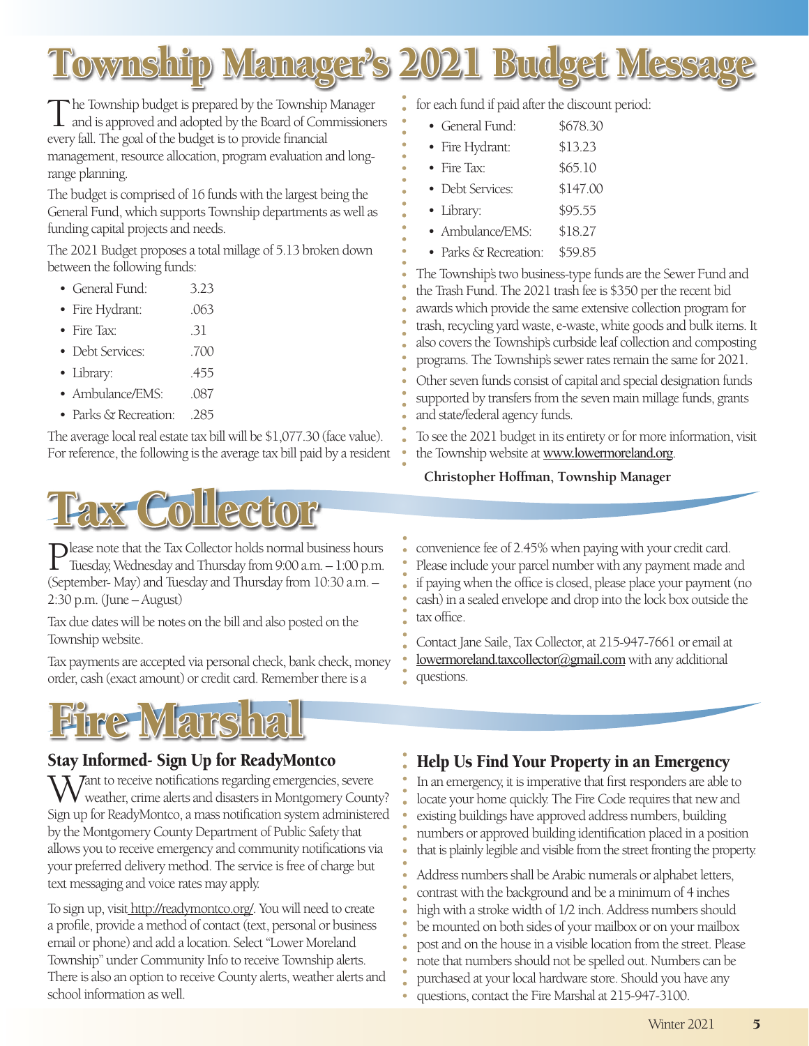# Township Manager's 2021 Budget Message

The Township budget is prepared by the Township Manager and is approved and adopted by the Board of Commissioners every fall. The goal of the budget is to provide financial management, resource allocation, program evaluation and long-range planning.

The budget is comprised of 16 funds with the largest being the General Fund, which supports Township departments as well as funding capital projects and needs.

The 2021 Budget proposes a total millage of 5.13 broken down between the following funds:

- General Fund: 3.23
- Fire Hydrant: .063
- Fire Tax: .31
- Debt Services: .700
- Library: .455
- Ambulance/EMS: .087
- Parks & Recreation: .285

The average local real estate tax bill will be $1,077.30 (face value). For reference, the following is the average tax bill paid by a resident for each fund if paid after the discount period:

- General Fund: $678.30
- Fire Hydrant: $13.23
- Fire Tax: $65.10
- Debt Services: $147.00
- Library: $95.55
- Ambulance/EMS: $18.27
- Parks & Recreation: $59.85

The Township's two business-type funds are the Sewer Fund and the Trash Fund. The 2021 trash fee is $350 per the recent bid awards which provide the same extensive collection program for trash, recycling yard waste, e-waste, white goods and bulk items. It also covers the Township's curbside leaf collection and composting programs. The Township's sewer rates remain the same for 2021.

Other seven funds consist of capital and special designation funds supported by transfers from the seven main millage funds, grants and state/federal agency funds.

To see the 2021 budget in its entirety or for more information, visit the Township website at www.lowermoreland.org.

**Christopher Hoffman, Township Manager**

# Tax Collector

Please note that the Tax Collector holds normal business hours Tuesday, Wednesday and Thursday from 9:00 a.m. – 1:00 p.m. (September- May) and Tuesday and Thursday from 10:30 a.m. – 2:30 p.m. (June – August)

Tax due dates will be notes on the bill and also posted on the Township website.

Tax payments are accepted via personal check, bank check, money order, cash (exact amount) or credit card. Remember there is a convenience fee of 2.45% when paying with your credit card. Please include your parcel number with any payment made and if paying when the office is closed, please place your payment (no cash) in a sealed envelope and drop into the lock box outside the tax office.

Contact Jane Saile, Tax Collector, at 215-947-7661 or email at lowermoreland.taxcollector@gmail.com with any additional questions.

# Fire Marshal

## Stay Informed- Sign Up for ReadyMontco

Want to receive notifications regarding emergencies, severe weather, crime alerts and disasters in Montgomery County? Sign up for ReadyMontco, a mass notification system administered by the Montgomery County Department of Public Safety that allows you to receive emergency and community notifications via your preferred delivery method. The service is free of charge but text messaging and voice rates may apply.

To sign up, visit http://readymontco.org/. You will need to create a profile, provide a method of contact (text, personal or business email or phone) and add a location. Select "Lower Moreland Township" under Community Info to receive Township alerts. There is also an option to receive County alerts, weather alerts and school information as well.

## Help Us Find Your Property in an Emergency

In an emergency, it is imperative that first responders are able to locate your home quickly. The Fire Code requires that new and existing buildings have approved address numbers, building numbers or approved building identification placed in a position that is plainly legible and visible from the street fronting the property.

Address numbers shall be Arabic numerals or alphabet letters, contrast with the background and be a minimum of 4 inches high with a stroke width of 1/2 inch. Address numbers should be mounted on both sides of your mailbox or on your mailbox post and on the house in a visible location from the street. Please note that numbers should not be spelled out. Numbers can be purchased at your local hardware store. Should you have any questions, contact the Fire Marshal at 215-947-3100.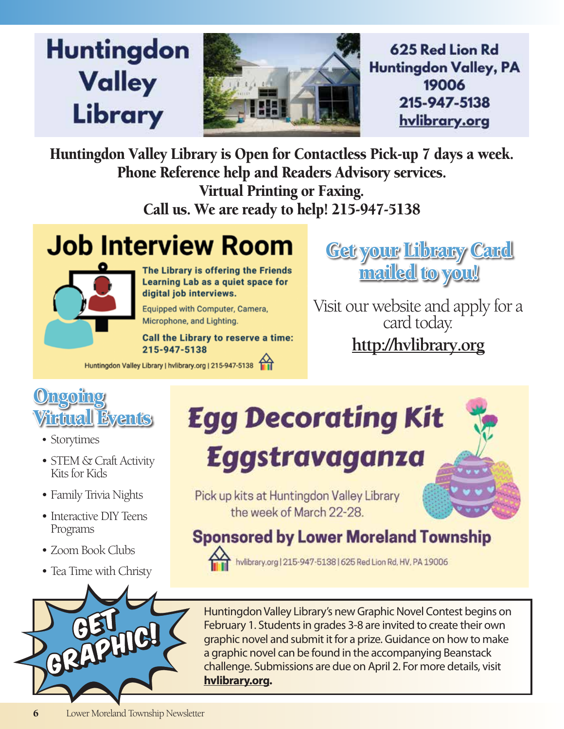# Huntingdon Valley Library

625 Red Lion Rd
Huntingdon Valley, PA
19006
215-947-5138
hvlibrary.org

**Huntingdon Valley Library is Open for Contactless Pick-up 7 days a week.**
**Phone Reference help and Readers Advisory services.**
**Virtual Printing or Faxing.**
**Call us. We are ready to help! 215-947-5138**

## Job Interview Room

**The Library is offering the Friends Learning Lab as a quiet space for digital job interviews.**

Equipped with Computer, Camera, Microphone, and Lighting.

**Call the Library to reserve a time: 215-947-5138**

Huntingdon Valley Library | hvlibrary.org | 215-947-5138

## Get your Library Card mailed to you!

Visit our website and apply for a card today.

**http://hvlibrary.org**

## Ongoing Virtual Events

- Storytimes
- STEM & Craft Activity Kits for Kids
- Family Trivia Nights
- Interactive DIY Teens Programs
- Zoom Book Clubs
- Tea Time with Christy

## Egg Decorating Kit Eggstravaganza

Pick up kits at Huntingdon Valley Library the week of March 22-28.

**Sponsored by Lower Moreland Township**

hvlibrary.org | 215-947-5138 | 625 Red Lion Rd, HV, PA 19006

## GET GRAPHIC!

Huntingdon Valley Library's new Graphic Novel Contest begins on February 1. Students in grades 3-8 are invited to create their own graphic novel and submit it for a prize. Guidance on how to make a graphic novel can be found in the accompanying Beanstack challenge. Submissions are due on April 2. For more details, visit **hvlibrary.org**.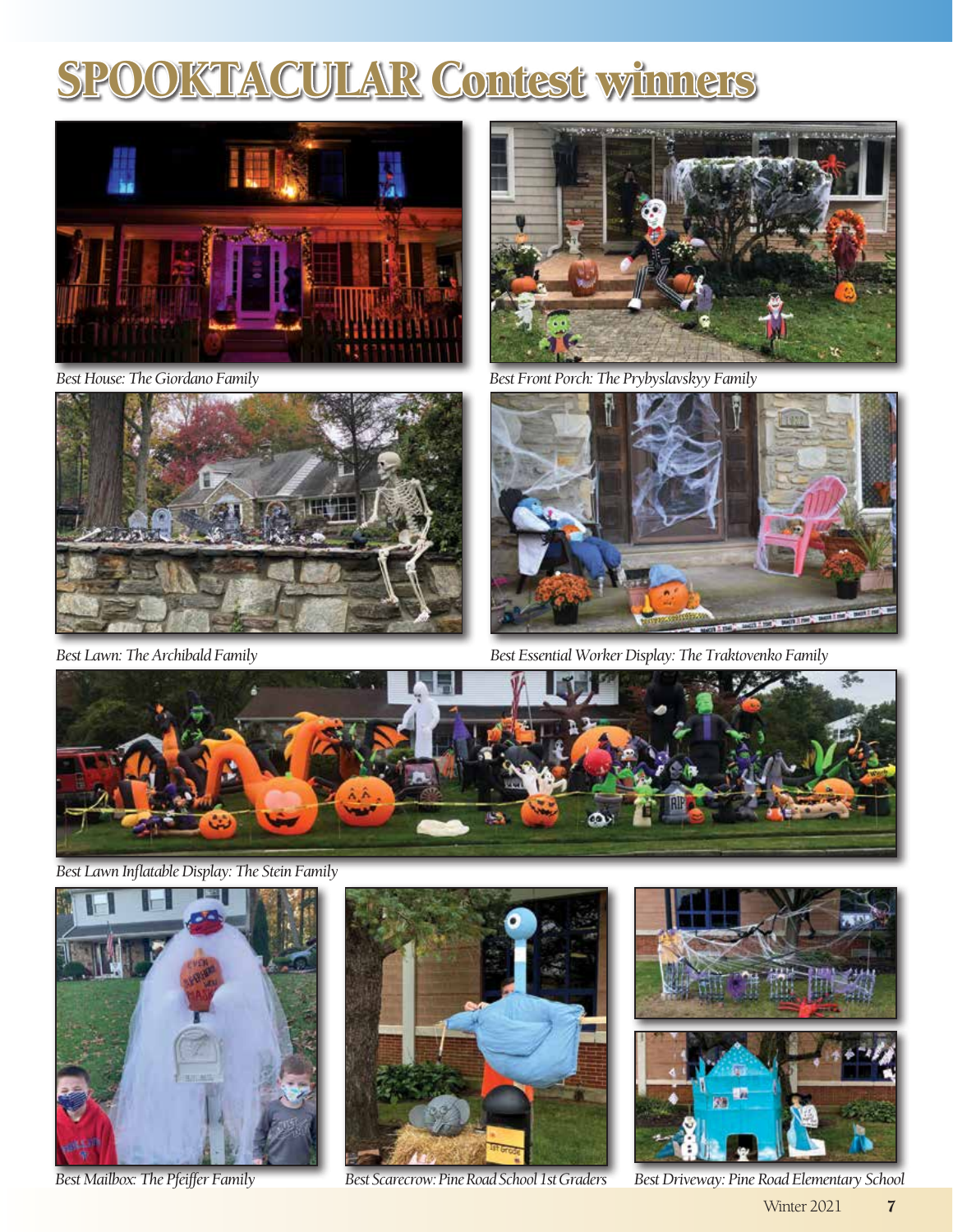# SPOOKTACULAR Contest winners

*Best House: The Giordano Family*

*Best Front Porch: The Prybyslavskyy Family*

*Best Lawn: The Archibald Family*

*Best Essential Worker Display: The Traktovenko Family*

*Best Lawn Inflatable Display: The Stein Family*

*Best Mailbox: The Pfeiffer Family*

*Best Scarecrow: Pine Road School 1st Graders*

*Best Driveway: Pine Road Elementary School*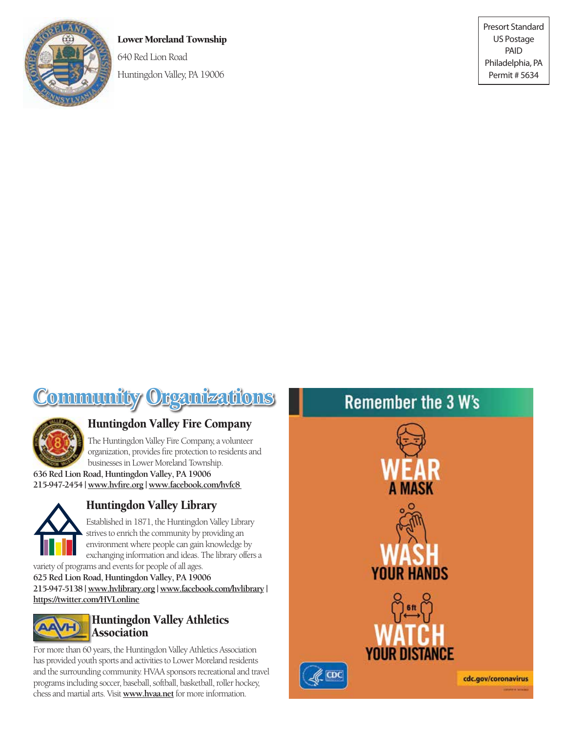**Lower Moreland Township**

640 Red Lion Road

Huntingdon Valley, PA 19006

Presort Standard
US Postage
PAID
Philadelphia, PA
Permit # 5634

# Community Organizations

## Huntingdon Valley Fire Company

The Huntingdon Valley Fire Company, a volunteer organization, provides fire protection to residents and businesses in Lower Moreland Township.

**636 Red Lion Road, Huntingdon Valley, PA 19006**
**215-947-2454 | www.hvfire.org | www.facebook.com/hvfc8**

## Huntingdon Valley Library

Established in 1871, the Huntingdon Valley Library strives to enrich the community by providing an environment where people can gain knowledge by exchanging information and ideas. The library offers a variety of programs and events for people of all ages.

**625 Red Lion Road, Huntingdon Valley, PA 19006**
**215-947-5138 | www.hvlibrary.org | www.facebook.com/hvlibrary | https://twitter.com/HVLonline**

## Huntingdon Valley Athletics Association

For more than 60 years, the Huntingdon Valley Athletics Association has provided youth sports and activities to Lower Moreland residents and the surrounding community. HVAA sponsors recreational and travel programs including soccer, baseball, softball, basketball, roller hockey, chess and martial arts. Visit **www.hvaa.net** for more information.

Remember the 3 W's

WEAR A MASK

WASH YOUR HANDS

6 ft

WATCH YOUR DISTANCE

CDC

cdc.gov/coronavirus